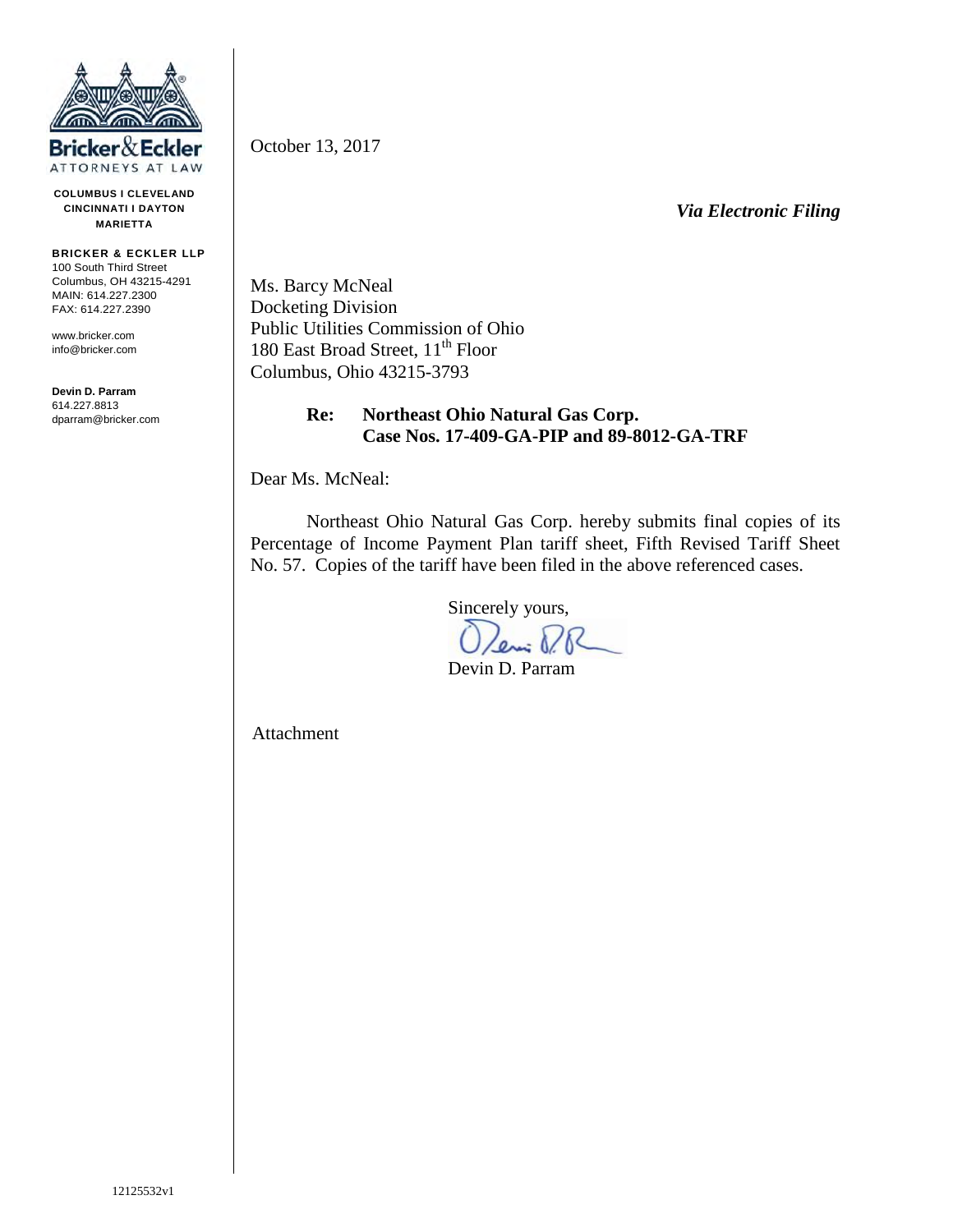**Bricker & Eckler**
ATTORNEYS AT LAW

**COLUMBUS I CLEVELAND**
**CINCINNATI I DAYTON**
**MARIETTA**

**BRICKER & ECKLER LLP**
100 South Third Street
Columbus, OH 43215-4291
MAIN: 614.227.2300
FAX: 614.227.2390

www.bricker.com
info@bricker.com

**Devin D. Parram**
614.227.8813
dparram@bricker.com

October 13, 2017

***Via Electronic Filing***

Ms. Barcy McNeal
Docketing Division
Public Utilities Commission of Ohio
180 East Broad Street, 11th Floor
Columbus, Ohio 43215-3793

**Re: Northeast Ohio Natural Gas Corp.**
**Case Nos. 17-409-GA-PIP and 89-8012-GA-TRF**

Dear Ms. McNeal:

Northeast Ohio Natural Gas Corp. hereby submits final copies of its Percentage of Income Payment Plan tariff sheet, Fifth Revised Tariff Sheet No. 57. Copies of the tariff have been filed in the above referenced cases.

Sincerely yours,

Devin D. Parram

Attachment

12125532v1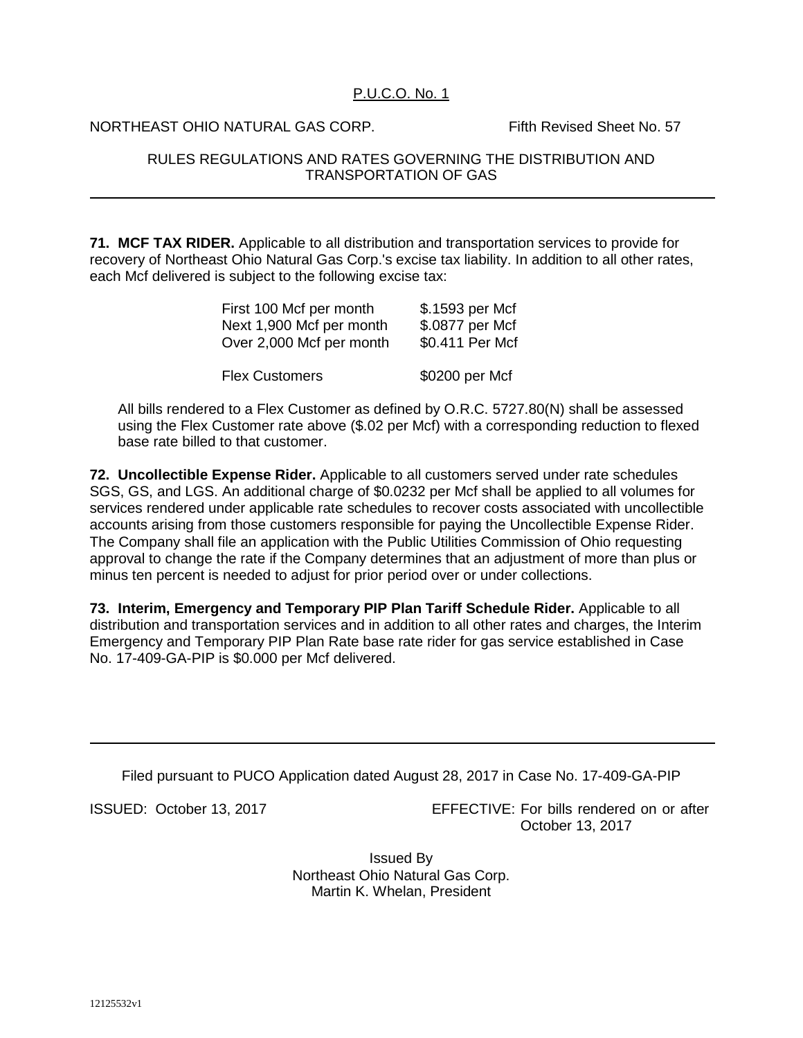P.U.C.O. No. 1

NORTHEAST OHIO NATURAL GAS CORP. Fifth Revised Sheet No. 57

RULES REGULATIONS AND RATES GOVERNING THE DISTRIBUTION AND TRANSPORTATION OF GAS

---

**71. MCF TAX RIDER.** Applicable to all distribution and transportation services to provide for recovery of Northeast Ohio Natural Gas Corp.'s excise tax liability. In addition to all other rates, each Mcf delivered is subject to the following excise tax:

| | |
|---|---|
| First 100 Mcf per month | $.1593 per Mcf |
| Next 1,900 Mcf per month | $.0877 per Mcf |
| Over 2,000 Mcf per month | $0.411 Per Mcf |
| Flex Customers | $0200 per Mcf |

All bills rendered to a Flex Customer as defined by O.R.C. 5727.80(N) shall be assessed using the Flex Customer rate above ($.02 per Mcf) with a corresponding reduction to flexed base rate billed to that customer.

**72. Uncollectible Expense Rider.** Applicable to all customers served under rate schedules SGS, GS, and LGS. An additional charge of $0.0232 per Mcf shall be applied to all volumes for services rendered under applicable rate schedules to recover costs associated with uncollectible accounts arising from those customers responsible for paying the Uncollectible Expense Rider. The Company shall file an application with the Public Utilities Commission of Ohio requesting approval to change the rate if the Company determines that an adjustment of more than plus or minus ten percent is needed to adjust for prior period over or under collections.

**73. Interim, Emergency and Temporary PIP Plan Tariff Schedule Rider.** Applicable to all distribution and transportation services and in addition to all other rates and charges, the Interim Emergency and Temporary PIP Plan Rate base rate rider for gas service established in Case No. 17-409-GA-PIP is $0.000 per Mcf delivered.

---

Filed pursuant to PUCO Application dated August 28, 2017 in Case No. 17-409-GA-PIP

ISSUED: October 13, 2017

EFFECTIVE: For bills rendered on or after October 13, 2017

Issued By
Northeast Ohio Natural Gas Corp.
Martin K. Whelan, President

12125532v1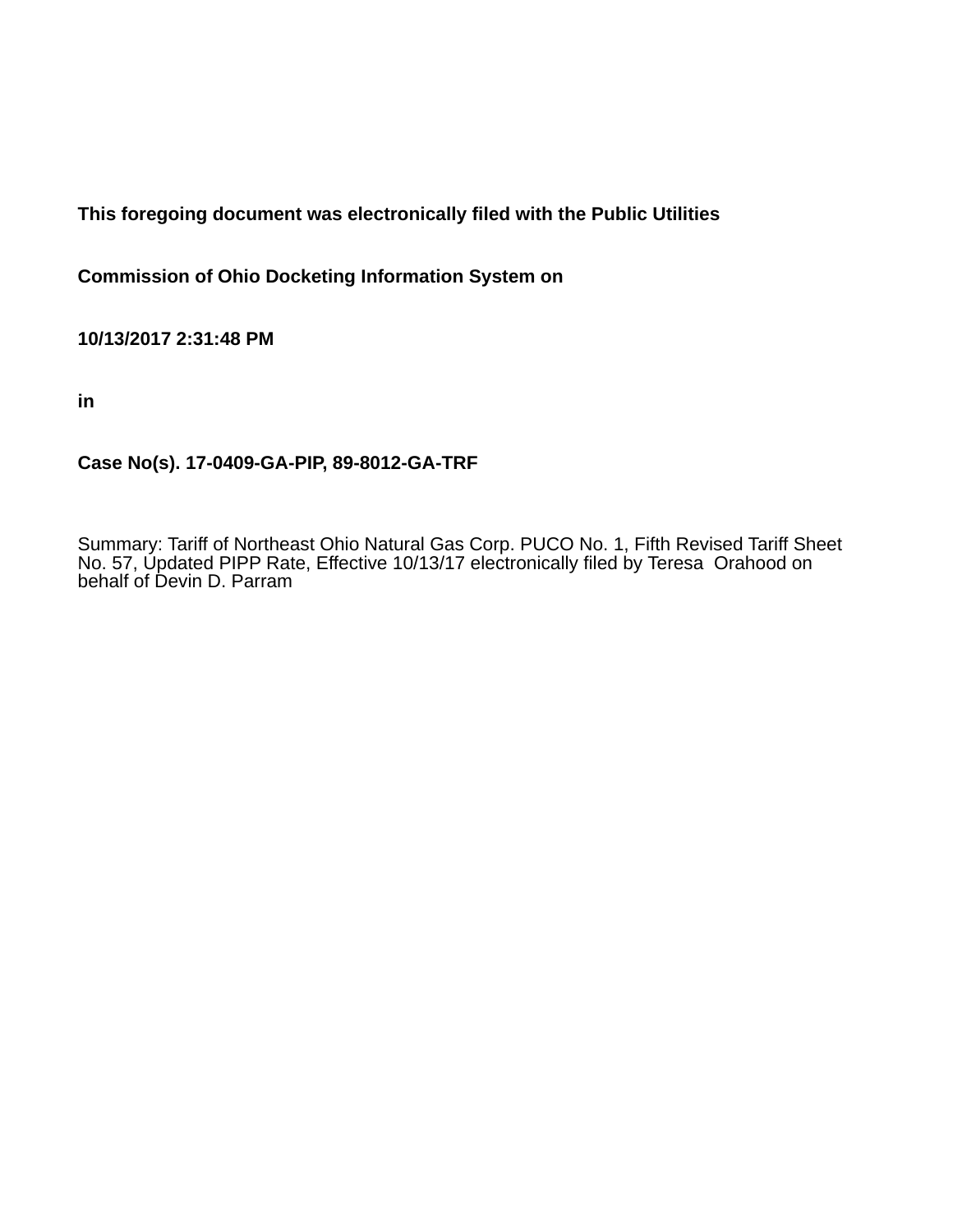**This foregoing document was electronically filed with the Public Utilities**

**Commission of Ohio Docketing Information System on**

**10/13/2017 2:31:48 PM**

**in**

**Case No(s). 17-0409-GA-PIP, 89-8012-GA-TRF**

Summary: Tariff of Northeast Ohio Natural Gas Corp. PUCO No. 1, Fifth Revised Tariff Sheet No. 57, Updated PIPP Rate, Effective 10/13/17 electronically filed by Teresa  Orahood on behalf of Devin D. Parram